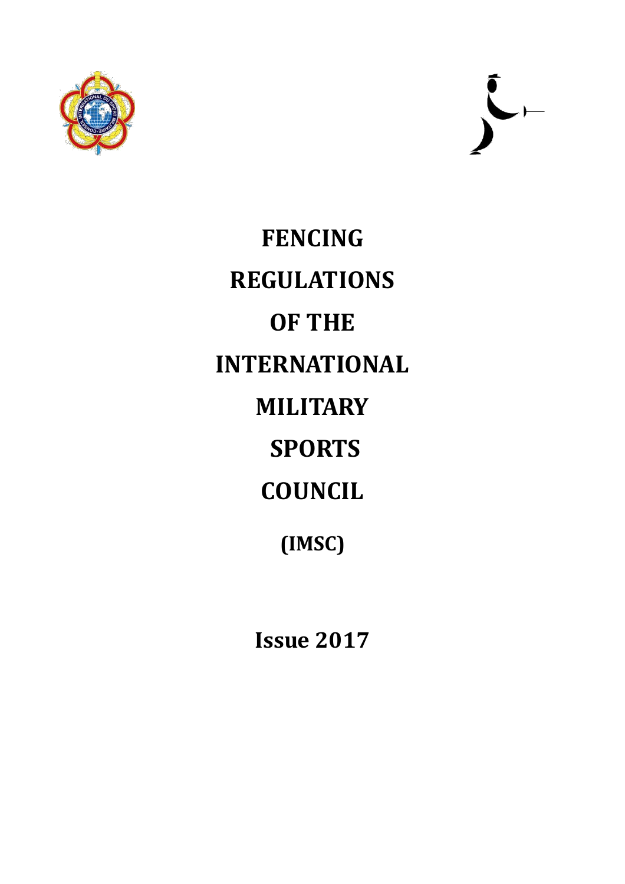# FENCING REGULATIONS OF THE INTERNATIONAL MILITARY SPORTS COUNCIL

**(IMSC)**

**Issue 2017**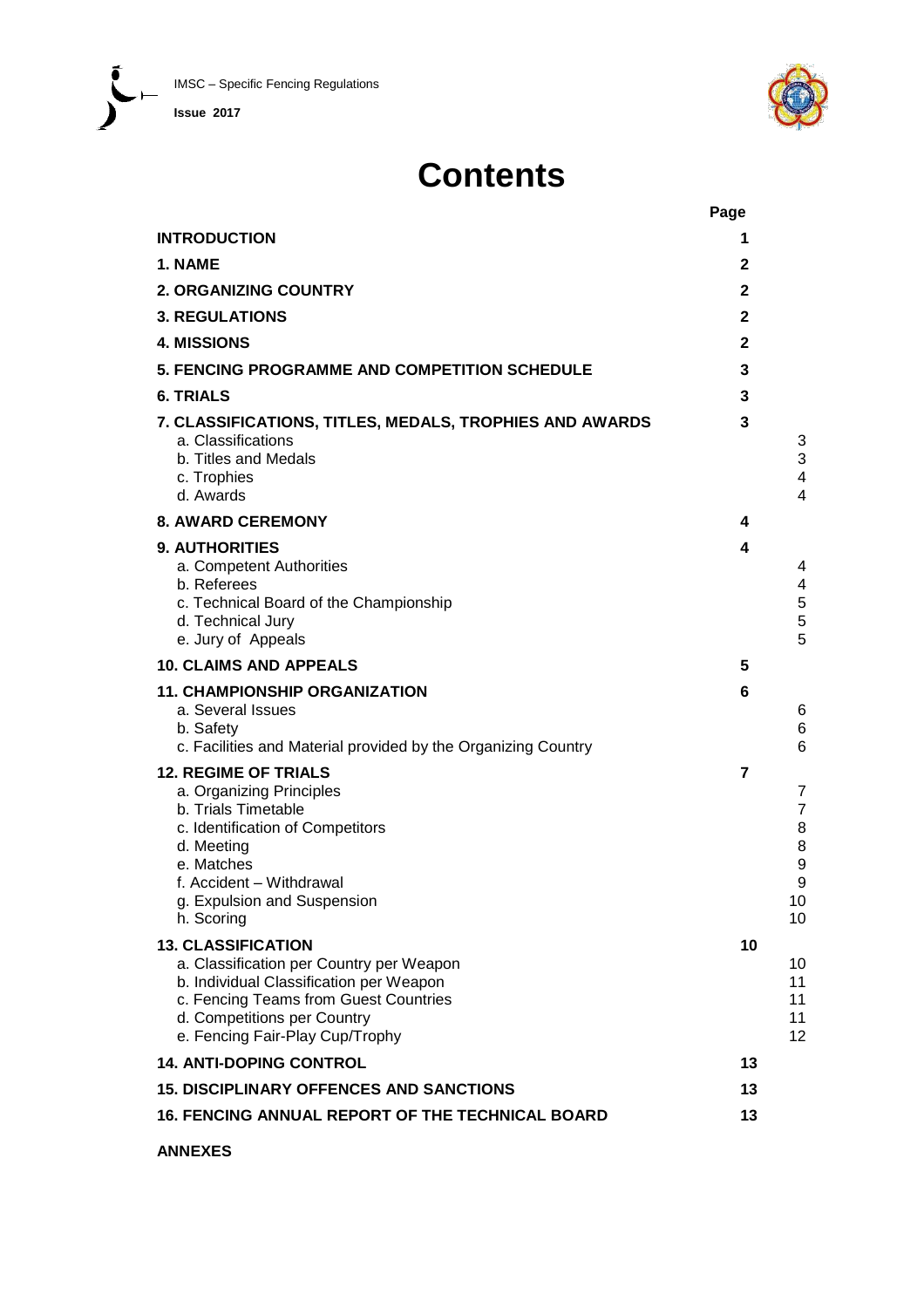# Contents

| | Page | |
|---|---|---|
| **INTRODUCTION** | **1** | |
| **1. NAME** | **2** | |
| **2. ORGANIZING COUNTRY** | **2** | |
| **3. REGULATIONS** | **2** | |
| **4. MISSIONS** | **2** | |
| **5. FENCING PROGRAMME AND COMPETITION SCHEDULE** | **3** | |
| **6. TRIALS** | **3** | |
| **7. CLASSIFICATIONS, TITLES, MEDALS, TROPHIES AND AWARDS** | **3** | |
| a. Classifications | | 3 |
| b. Titles and Medals | | 3 |
| c. Trophies | | 4 |
| d. Awards | | 4 |
| **8. AWARD CEREMONY** | **4** | |
| **9. AUTHORITIES** | **4** | |
| a. Competent Authorities | | 4 |
| b. Referees | | 4 |
| c. Technical Board of the Championship | | 5 |
| d. Technical Jury | | 5 |
| e. Jury of Appeals | | 5 |
| **10. CLAIMS AND APPEALS** | **5** | |
| **11. CHAMPIONSHIP ORGANIZATION** | **6** | |
| a. Several Issues | | 6 |
| b. Safety | | 6 |
| c. Facilities and Material provided by the Organizing Country | | 6 |
| **12. REGIME OF TRIALS** | **7** | |
| a. Organizing Principles | | 7 |
| b. Trials Timetable | | 7 |
| c. Identification of Competitors | | 8 |
| d. Meeting | | 8 |
| e. Matches | | 9 |
| f. Accident – Withdrawal | | 9 |
| g. Expulsion and Suspension | | 10 |
| h. Scoring | | 10 |
| **13. CLASSIFICATION** | **10** | |
| a. Classification per Country per Weapon | | 10 |
| b. Individual Classification per Weapon | | 11 |
| c. Fencing Teams from Guest Countries | | 11 |
| d. Competitions per Country | | 11 |
| e. Fencing Fair-Play Cup/Trophy | | 12 |
| **14. ANTI-DOPING CONTROL** | **13** | |
| **15. DISCIPLINARY OFFENCES AND SANCTIONS** | **13** | |
| **16. FENCING ANNUAL REPORT OF THE TECHNICAL BOARD** | **13** | |

**ANNEXES**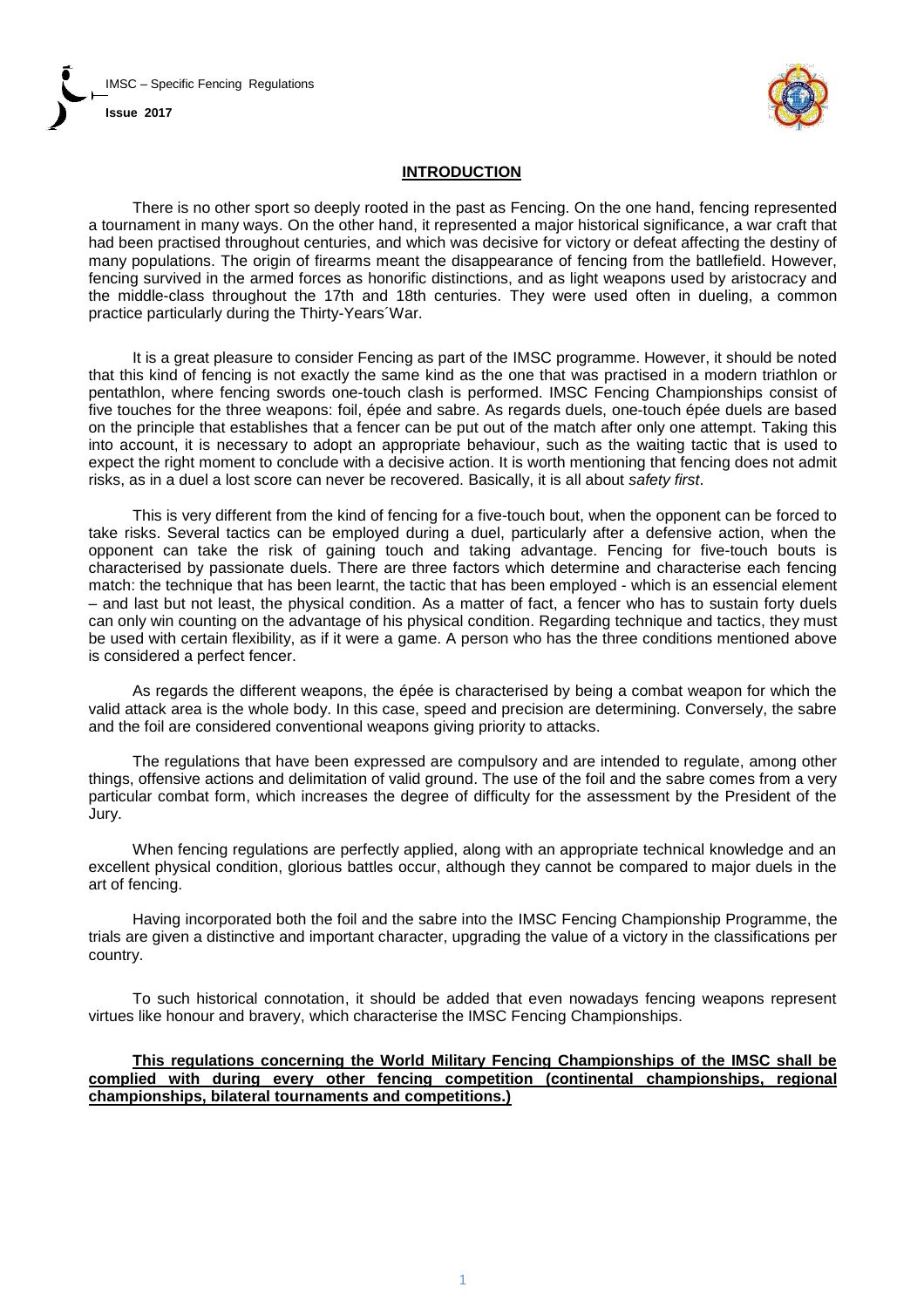# INTRODUCTION

There is no other sport so deeply rooted in the past as Fencing. On the one hand, fencing represented a tournament in many ways. On the other hand, it represented a major historical significance, a war craft that had been practised throughout centuries, and which was decisive for victory or defeat affecting the destiny of many populations. The origin of firearms meant the disappearance of fencing from the batllefield. However, fencing survived in the armed forces as honorific distinctions, and as light weapons used by aristocracy and the middle-class throughout the 17th and 18th centuries. They were used often in dueling, a common practice particularly during the Thirty-Years´War.

It is a great pleasure to consider Fencing as part of the IMSC programme. However, it should be noted that this kind of fencing is not exactly the same kind as the one that was practised in a modern triathlon or pentathlon, where fencing swords one-touch clash is performed. IMSC Fencing Championships consist of five touches for the three weapons: foil, épée and sabre. As regards duels, one-touch épée duels are based on the principle that establishes that a fencer can be put out of the match after only one attempt. Taking this into account, it is necessary to adopt an appropriate behaviour, such as the waiting tactic that is used to expect the right moment to conclude with a decisive action. It is worth mentioning that fencing does not admit risks, as in a duel a lost score can never be recovered. Basically, it is all about *safety first*.

This is very different from the kind of fencing for a five-touch bout, when the opponent can be forced to take risks. Several tactics can be employed during a duel, particularly after a defensive action, when the opponent can take the risk of gaining touch and taking advantage. Fencing for five-touch bouts is characterised by passionate duels. There are three factors which determine and characterise each fencing match: the technique that has been learnt, the tactic that has been employed - which is an essencial element – and last but not least, the physical condition. As a matter of fact, a fencer who has to sustain forty duels can only win counting on the advantage of his physical condition. Regarding technique and tactics, they must be used with certain flexibility, as if it were a game. A person who has the three conditions mentioned above is considered a perfect fencer.

As regards the different weapons, the épée is characterised by being a combat weapon for which the valid attack area is the whole body. In this case, speed and precision are determining. Conversely, the sabre and the foil are considered conventional weapons giving priority to attacks.

The regulations that have been expressed are compulsory and are intended to regulate, among other things, offensive actions and delimitation of valid ground. The use of the foil and the sabre comes from a very particular combat form, which increases the degree of difficulty for the assessment by the President of the Jury.

When fencing regulations are perfectly applied, along with an appropriate technical knowledge and an excellent physical condition, glorious battles occur, although they cannot be compared to major duels in the art of fencing.

Having incorporated both the foil and the sabre into the IMSC Fencing Championship Programme, the trials are given a distinctive and important character, upgrading the value of a victory in the classifications per country.

To such historical connotation, it should be added that even nowadays fencing weapons represent virtues like honour and bravery, which characterise the IMSC Fencing Championships.

**This regulations concerning the World Military Fencing Championships of the IMSC shall be complied with during every other fencing competition (continental championships, regional championships, bilateral tournaments and competitions.)**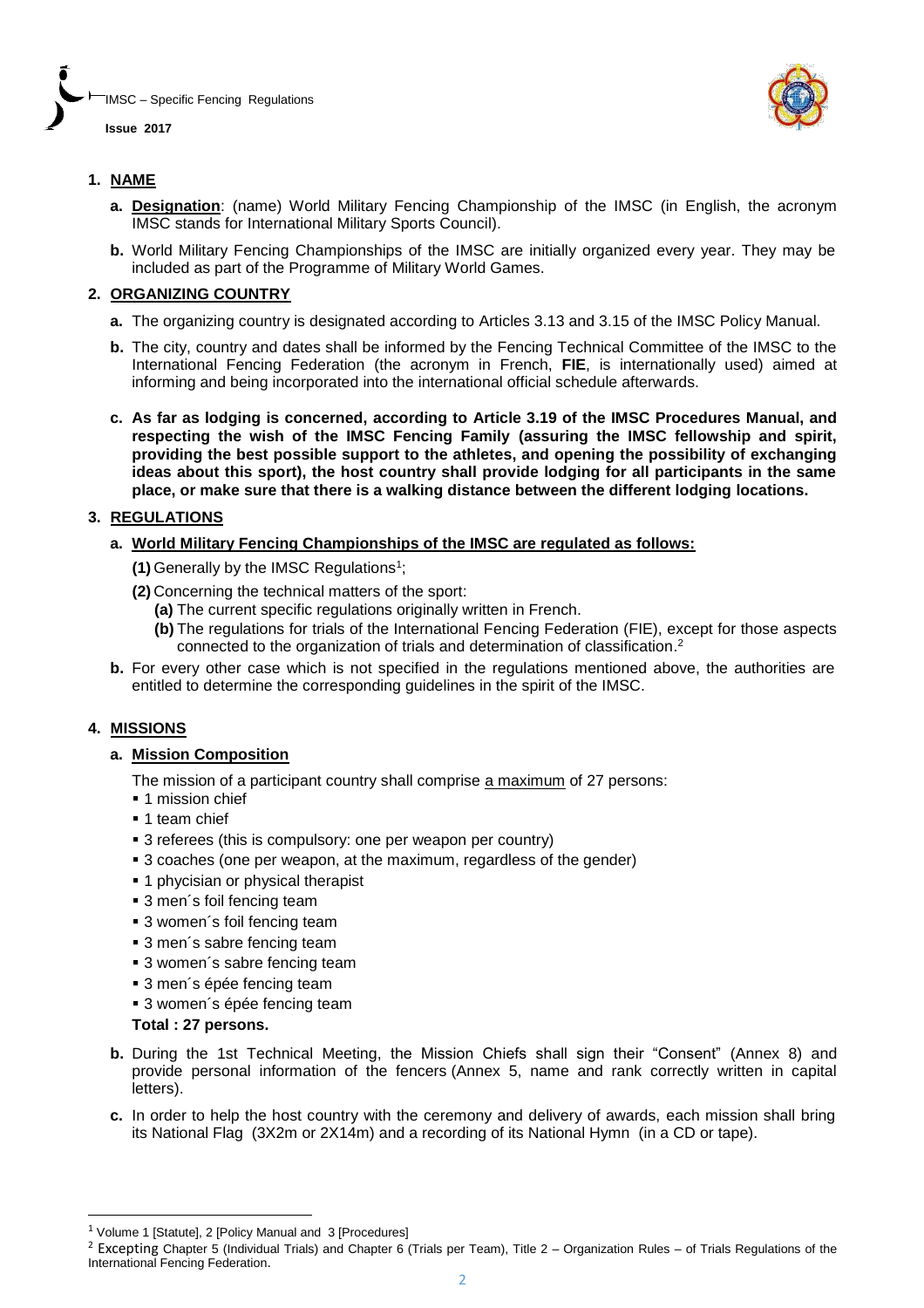## 1. NAME

**a. Designation**: (name) World Military Fencing Championship of the IMSC (in English, the acronym IMSC stands for International Military Sports Council).

**b.** World Military Fencing Championships of the IMSC are initially organized every year. They may be included as part of the Programme of Military World Games.

## 2. ORGANIZING COUNTRY

**a.** The organizing country is designated according to Articles 3.13 and 3.15 of the IMSC Policy Manual.

**b.** The city, country and dates shall be informed by the Fencing Technical Committee of the IMSC to the International Fencing Federation (the acronym in French, **FIE**, is internationally used) aimed at informing and being incorporated into the international official schedule afterwards.

**c. As far as lodging is concerned, according to Article 3.19 of the IMSC Procedures Manual, and respecting the wish of the IMSC Fencing Family (assuring the IMSC fellowship and spirit, providing the best possible support to the athletes, and opening the possibility of exchanging ideas about this sport), the host country shall provide lodging for all participants in the same place, or make sure that there is a walking distance between the different lodging locations.**

## 3. REGULATIONS

**a. World Military Fencing Championships of the IMSC are regulated as follows:**

**(1)** Generally by the IMSC Regulations[1];

**(2)** Concerning the technical matters of the sport:

**(a)** The current specific regulations originally written in French.

**(b)** The regulations for trials of the International Fencing Federation (FIE), except for those aspects connected to the organization of trials and determination of classification.[2]

**b.** For every other case which is not specified in the regulations mentioned above, the authorities are entitled to determine the corresponding guidelines in the spirit of the IMSC.

## 4. MISSIONS

**a. Mission Composition**

The mission of a participant country shall comprise a maximum of 27 persons:

- 1 mission chief
- 1 team chief
- 3 referees (this is compulsory: one per weapon per country)
- 3 coaches (one per weapon, at the maximum, regardless of the gender)
- 1 phycisian or physical therapist
- 3 men´s foil fencing team
- 3 women´s foil fencing team
- 3 men´s sabre fencing team
- 3 women´s sabre fencing team
- 3 men´s épée fencing team
- 3 women´s épée fencing team

**Total : 27 persons.**

**b.** During the 1st Technical Meeting, the Mission Chiefs shall sign their "Consent" (Annex 8) and provide personal information of the fencers (Annex 5, name and rank correctly written in capital letters).

**c.** In order to help the host country with the ceremony and delivery of awards, each mission shall bring its National Flag (3X2m or 2X14m) and a recording of its National Hymn (in a CD or tape).

---

[1] Volume 1 [Statute], 2 [Policy Manual and 3 [Procedures]

[2] Excepting Chapter 5 (Individual Trials) and Chapter 6 (Trials per Team), Title 2 – Organization Rules – of Trials Regulations of the International Fencing Federation.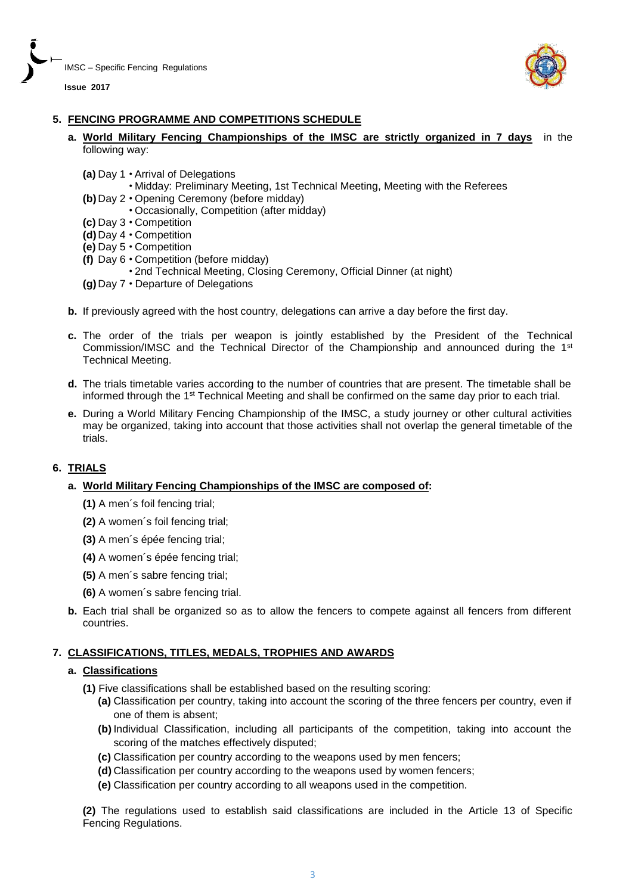## 5. FENCING PROGRAMME AND COMPETITIONS SCHEDULE

**a. World Military Fencing Championships of the IMSC are strictly organized in 7 days** in the following way:

- **(a)** Day 1 • Arrival of Delegations
  • Midday: Preliminary Meeting, 1st Technical Meeting, Meeting with the Referees
- **(b)** Day 2 • Opening Ceremony (before midday)
  • Occasionally, Competition (after midday)
- **(c)** Day 3 • Competition
- **(d)** Day 4 • Competition
- **(e)** Day 5 • Competition
- **(f)** Day 6 • Competition (before midday)
  • 2nd Technical Meeting, Closing Ceremony, Official Dinner (at night)
- **(g)** Day 7 • Departure of Delegations

**b.** If previously agreed with the host country, delegations can arrive a day before the first day.

**c.** The order of the trials per weapon is jointly established by the President of the Technical Commission/IMSC and the Technical Director of the Championship and announced during the 1st Technical Meeting.

**d.** The trials timetable varies according to the number of countries that are present. The timetable shall be informed through the 1st Technical Meeting and shall be confirmed on the same day prior to each trial.

**e.** During a World Military Fencing Championship of the IMSC, a study journey or other cultural activities may be organized, taking into account that those activities shall not overlap the general timetable of the trials.

## 6. TRIALS

**a. World Military Fencing Championships of the IMSC are composed of:**

**(1)** A men´s foil fencing trial;

**(2)** A women´s foil fencing trial;

**(3)** A men´s épée fencing trial;

**(4)** A women´s épée fencing trial;

**(5)** A men´s sabre fencing trial;

**(6)** A women´s sabre fencing trial.

**b.** Each trial shall be organized so as to allow the fencers to compete against all fencers from different countries.

## 7. CLASSIFICATIONS, TITLES, MEDALS, TROPHIES AND AWARDS

**a. Classifications**

**(1)** Five classifications shall be established based on the resulting scoring:

- **(a)** Classification per country, taking into account the scoring of the three fencers per country, even if one of them is absent;
- **(b)** Individual Classification, including all participants of the competition, taking into account the scoring of the matches effectively disputed;
- **(c)** Classification per country according to the weapons used by men fencers;
- **(d)** Classification per country according to the weapons used by women fencers;
- **(e)** Classification per country according to all weapons used in the competition.

**(2)** The regulations used to establish said classifications are included in the Article 13 of Specific Fencing Regulations.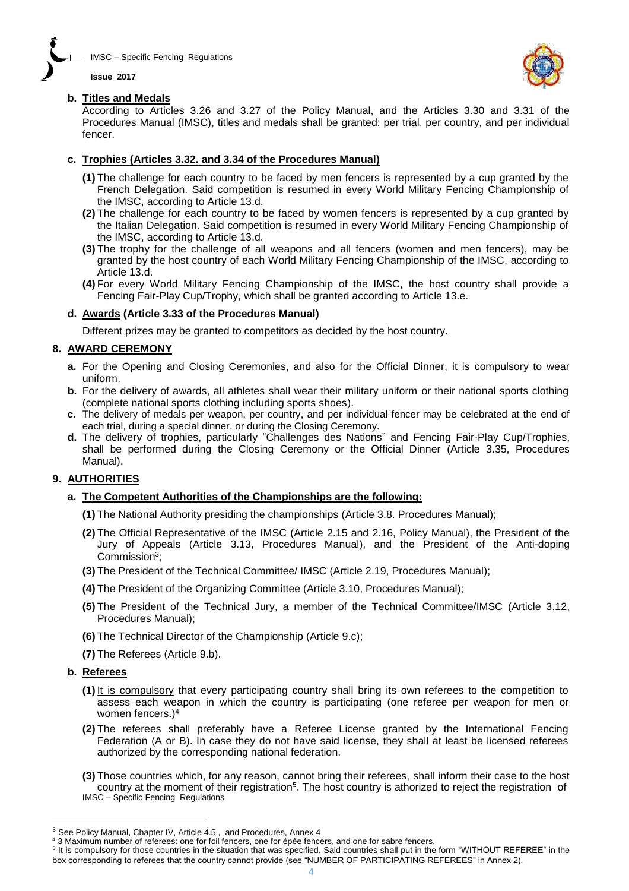**b. Titles and Medals**

According to Articles 3.26 and 3.27 of the Policy Manual, and the Articles 3.30 and 3.31 of the Procedures Manual (IMSC), titles and medals shall be granted: per trial, per country, and per individual fencer.

**c. Trophies (Articles 3.32. and 3.34 of the Procedures Manual)**

**(1)** The challenge for each country to be faced by men fencers is represented by a cup granted by the French Delegation. Said competition is resumed in every World Military Fencing Championship of the IMSC, according to Article 13.d.

**(2)** The challenge for each country to be faced by women fencers is represented by a cup granted by the Italian Delegation. Said competition is resumed in every World Military Fencing Championship of the IMSC, according to Article 13.d.

**(3)** The trophy for the challenge of all weapons and all fencers (women and men fencers), may be granted by the host country of each World Military Fencing Championship of the IMSC, according to Article 13.d.

**(4)** For every World Military Fencing Championship of the IMSC, the host country shall provide a Fencing Fair-Play Cup/Trophy, which shall be granted according to Article 13.e.

**d. Awards (Article 3.33 of the Procedures Manual)**

Different prizes may be granted to competitors as decided by the host country.

## 8. AWARD CEREMONY

**a.** For the Opening and Closing Ceremonies, and also for the Official Dinner, it is compulsory to wear uniform.

**b.** For the delivery of awards, all athletes shall wear their military uniform or their national sports clothing (complete national sports clothing including sports shoes).

**c.** The delivery of medals per weapon, per country, and per individual fencer may be celebrated at the end of each trial, during a special dinner, or during the Closing Ceremony.

**d.** The delivery of trophies, particularly "Challenges des Nations" and Fencing Fair-Play Cup/Trophies, shall be performed during the Closing Ceremony or the Official Dinner (Article 3.35, Procedures Manual).

## 9. AUTHORITIES

**a. The Competent Authorities of the Championships are the following:**

**(1)** The National Authority presiding the championships (Article 3.8. Procedures Manual);

**(2)** The Official Representative of the IMSC (Article 2.15 and 2.16, Policy Manual), the President of the Jury of Appeals (Article 3.13, Procedures Manual), and the President of the Anti-doping Commission[3];

**(3)** The President of the Technical Committee/ IMSC (Article 2.19, Procedures Manual);

**(4)** The President of the Organizing Committee (Article 3.10, Procedures Manual);

**(5)** The President of the Technical Jury, a member of the Technical Committee/IMSC (Article 3.12, Procedures Manual);

**(6)** The Technical Director of the Championship (Article 9.c);

**(7)** The Referees (Article 9.b).

**b. Referees**

**(1)** It is compulsory that every participating country shall bring its own referees to the competition to assess each weapon in which the country is participating (one referee per weapon for men or women fencers.)[4]

**(2)** The referees shall preferably have a Referee License granted by the International Fencing Federation (A or B). In case they do not have said license, they shall at least be licensed referees authorized by the corresponding national federation.

**(3)** Those countries which, for any reason, cannot bring their referees, shall inform their case to the host country at the moment of their registration[5]. The host country is athorized to reject the registration of

---

[3] See Policy Manual, Chapter IV, Article 4.5., and Procedures, Annex 4

[4] 3 Maximum number of referees: one for foil fencers, one for épée fencers, and one for sabre fencers.

[5] It is compulsory for those countries in the situation that was specified. Said countries shall put in the form "WITHOUT REFEREE" in the box corresponding to referees that the country cannot provide (see "NUMBER OF PARTICIPATING REFEREES" in Annex 2).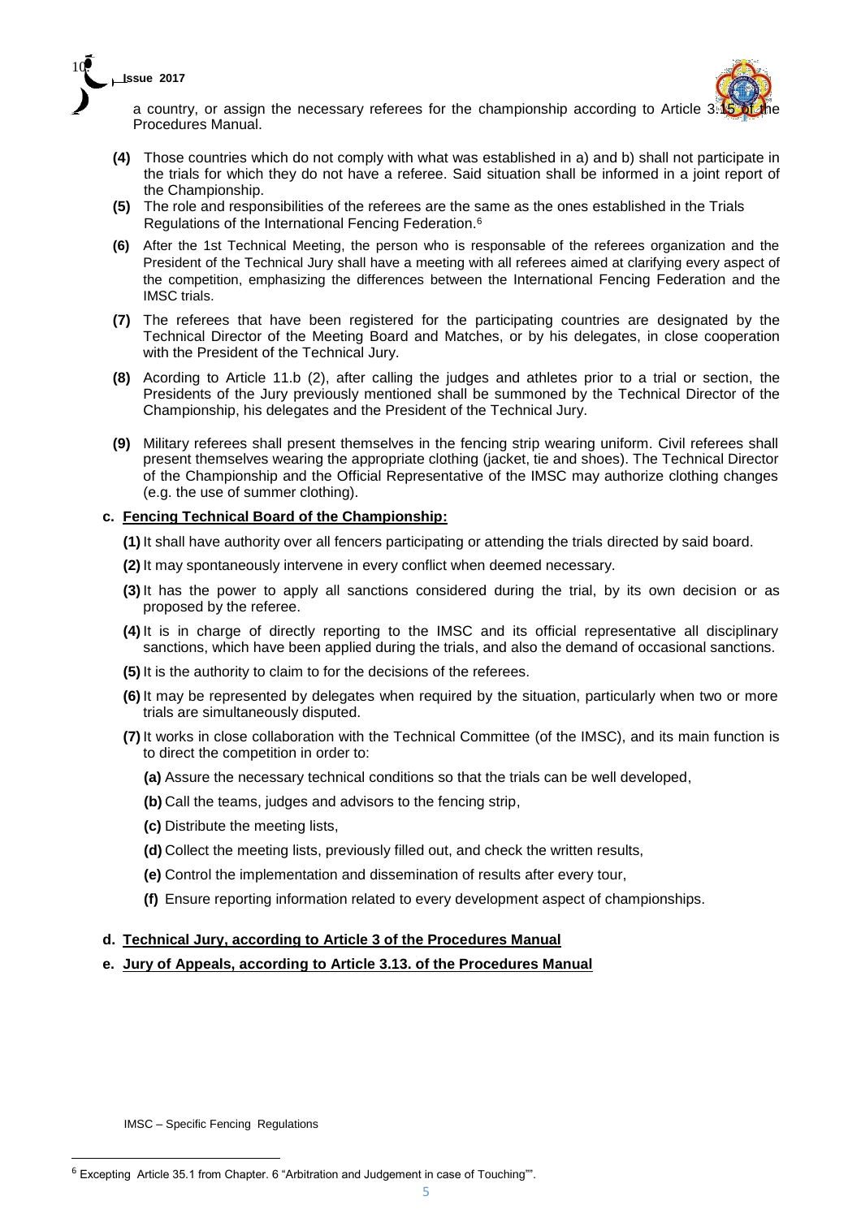a country, or assign the necessary referees for the championship according to Article 3.15 of the Procedures Manual.

**(4)** Those countries which do not comply with what was established in a) and b) shall not participate in the trials for which they do not have a referee. Said situation shall be informed in a joint report of the Championship.

**(5)** The role and responsibilities of the referees are the same as the ones established in the Trials Regulations of the International Fencing Federation.[6]

**(6)** After the 1st Technical Meeting, the person who is responsable of the referees organization and the President of the Technical Jury shall have a meeting with all referees aimed at clarifying every aspect of the competition, emphasizing the differences between the International Fencing Federation and the IMSC trials.

**(7)** The referees that have been registered for the participating countries are designated by the Technical Director of the Meeting Board and Matches, or by his delegates, in close cooperation with the President of the Technical Jury.

**(8)** Acording to Article 11.b (2), after calling the judges and athletes prior to a trial or section, the Presidents of the Jury previously mentioned shall be summoned by the Technical Director of the Championship, his delegates and the President of the Technical Jury.

**(9)** Military referees shall present themselves in the fencing strip wearing uniform. Civil referees shall present themselves wearing the appropriate clothing (jacket, tie and shoes). The Technical Director of the Championship and the Official Representative of the IMSC may authorize clothing changes (e.g. the use of summer clothing).

**c. <u>Fencing Technical Board of the Championship:</u>**

**(1)** It shall have authority over all fencers participating or attending the trials directed by said board.

**(2)** It may spontaneously intervene in every conflict when deemed necessary.

**(3)** It has the power to apply all sanctions considered during the trial, by its own decision or as proposed by the referee.

**(4)** It is in charge of directly reporting to the IMSC and its official representative all disciplinary sanctions, which have been applied during the trials, and also the demand of occasional sanctions.

**(5)** It is the authority to claim to for the decisions of the referees.

**(6)** It may be represented by delegates when required by the situation, particularly when two or more trials are simultaneously disputed.

**(7)** It works in close collaboration with the Technical Committee (of the IMSC), and its main function is to direct the competition in order to:

**(a)** Assure the necessary technical conditions so that the trials can be well developed,

**(b)** Call the teams, judges and advisors to the fencing strip,

**(c)** Distribute the meeting lists,

**(d)** Collect the meeting lists, previously filled out, and check the written results,

**(e)** Control the implementation and dissemination of results after every tour,

**(f)** Ensure reporting information related to every development aspect of championships.

**d. <u>Technical Jury, according to Article 3 of the Procedures Manual</u>**

**e. <u>Jury of Appeals, according to Article 3.13. of the Procedures Manual</u>**

[6] Excepting Article 35.1 from Chapter. 6 "Arbitration and Judgement in case of Touching"".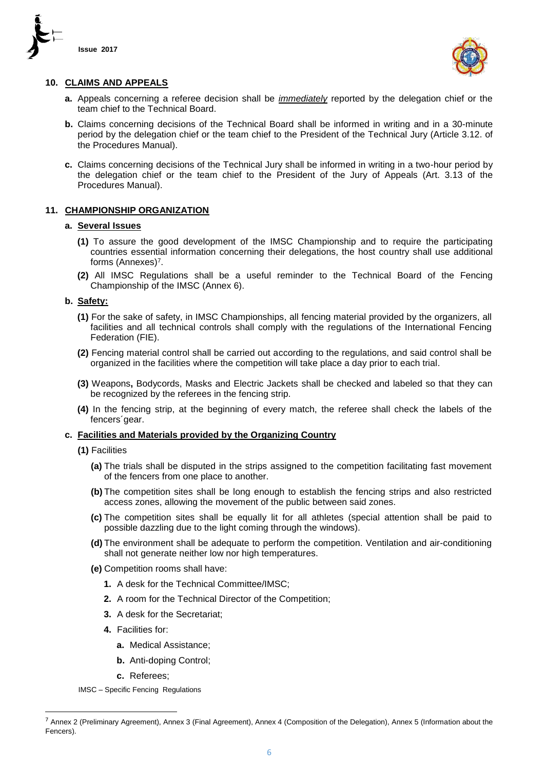## 10. CLAIMS AND APPEALS

**a.** Appeals concerning a referee decision shall be ***immediately*** reported by the delegation chief or the team chief to the Technical Board.

**b.** Claims concerning decisions of the Technical Board shall be informed in writing and in a 30-minute period by the delegation chief or the team chief to the President of the Technical Jury (Article 3.12. of the Procedures Manual).

**c.** Claims concerning decisions of the Technical Jury shall be informed in writing in a two-hour period by the delegation chief or the team chief to the President of the Jury of Appeals (Art. 3.13 of the Procedures Manual).

## 11. CHAMPIONSHIP ORGANIZATION

### a. Several Issues

**(1)** To assure the good development of the IMSC Championship and to require the participating countries essential information concerning their delegations, the host country shall use additional forms (Annexes)[7].

**(2)** All IMSC Regulations shall be a useful reminder to the Technical Board of the Fencing Championship of the IMSC (Annex 6).

### b. Safety:

**(1)** For the sake of safety, in IMSC Championships, all fencing material provided by the organizers, all facilities and all technical controls shall comply with the regulations of the International Fencing Federation (FIE).

**(2)** Fencing material control shall be carried out according to the regulations, and said control shall be organized in the facilities where the competition will take place a day prior to each trial.

**(3)** Weapons**,** Bodycords, Masks and Electric Jackets shall be checked and labeled so that they can be recognized by the referees in the fencing strip.

**(4)** In the fencing strip, at the beginning of every match, the referee shall check the labels of the fencers´gear.

### c. Facilities and Materials provided by the Organizing Country

**(1)** Facilities

**(a)** The trials shall be disputed in the strips assigned to the competition facilitating fast movement of the fencers from one place to another.

**(b)** The competition sites shall be long enough to establish the fencing strips and also restricted access zones, allowing the movement of the public between said zones.

**(c)** The competition sites shall be equally lit for all athletes (special attention shall be paid to possible dazzling due to the light coming through the windows).

**(d)** The environment shall be adequate to perform the competition. Ventilation and air-conditioning shall not generate neither low nor high temperatures.

**(e)** Competition rooms shall have:

1. A desk for the Technical Committee/IMSC;
2. A room for the Technical Director of the Competition;
3. A desk for the Secretariat;
4. Facilities for:
   - **a.** Medical Assistance;
   - **b.** Anti-doping Control;
   - **c.** Referees;

---

[7] Annex 2 (Preliminary Agreement), Annex 3 (Final Agreement), Annex 4 (Composition of the Delegation), Annex 5 (Information about the Fencers).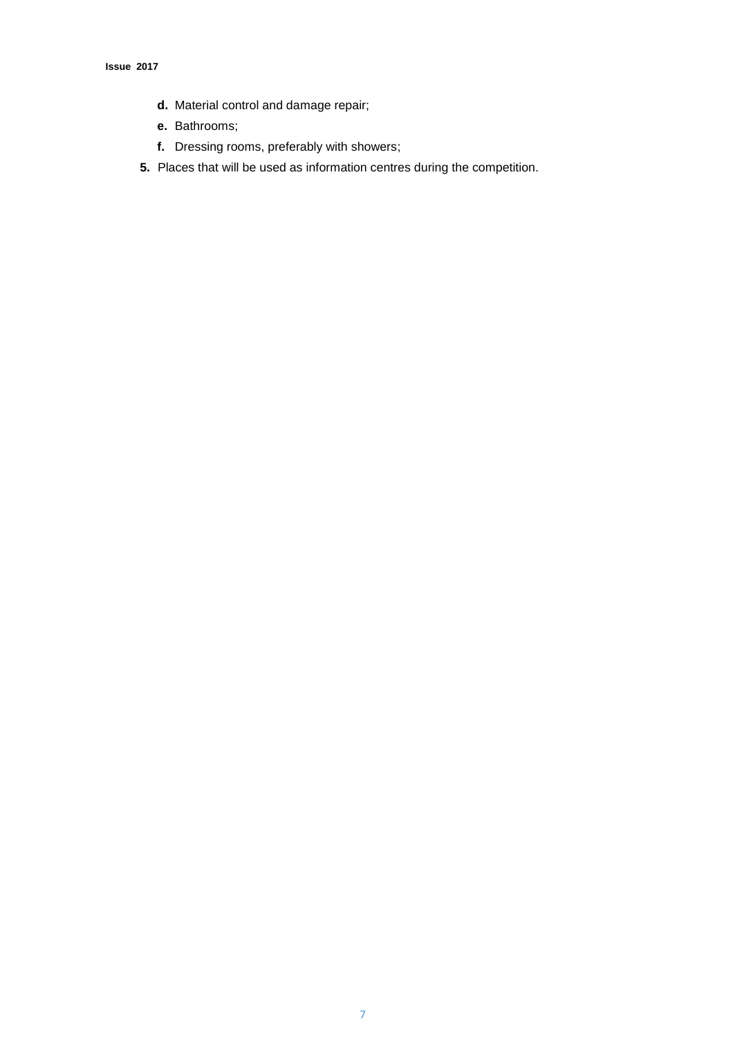- **d.** Material control and damage repair;
   - **e.** Bathrooms;
   - **f.** Dressing rooms, preferably with showers;

5. Places that will be used as information centres during the competition.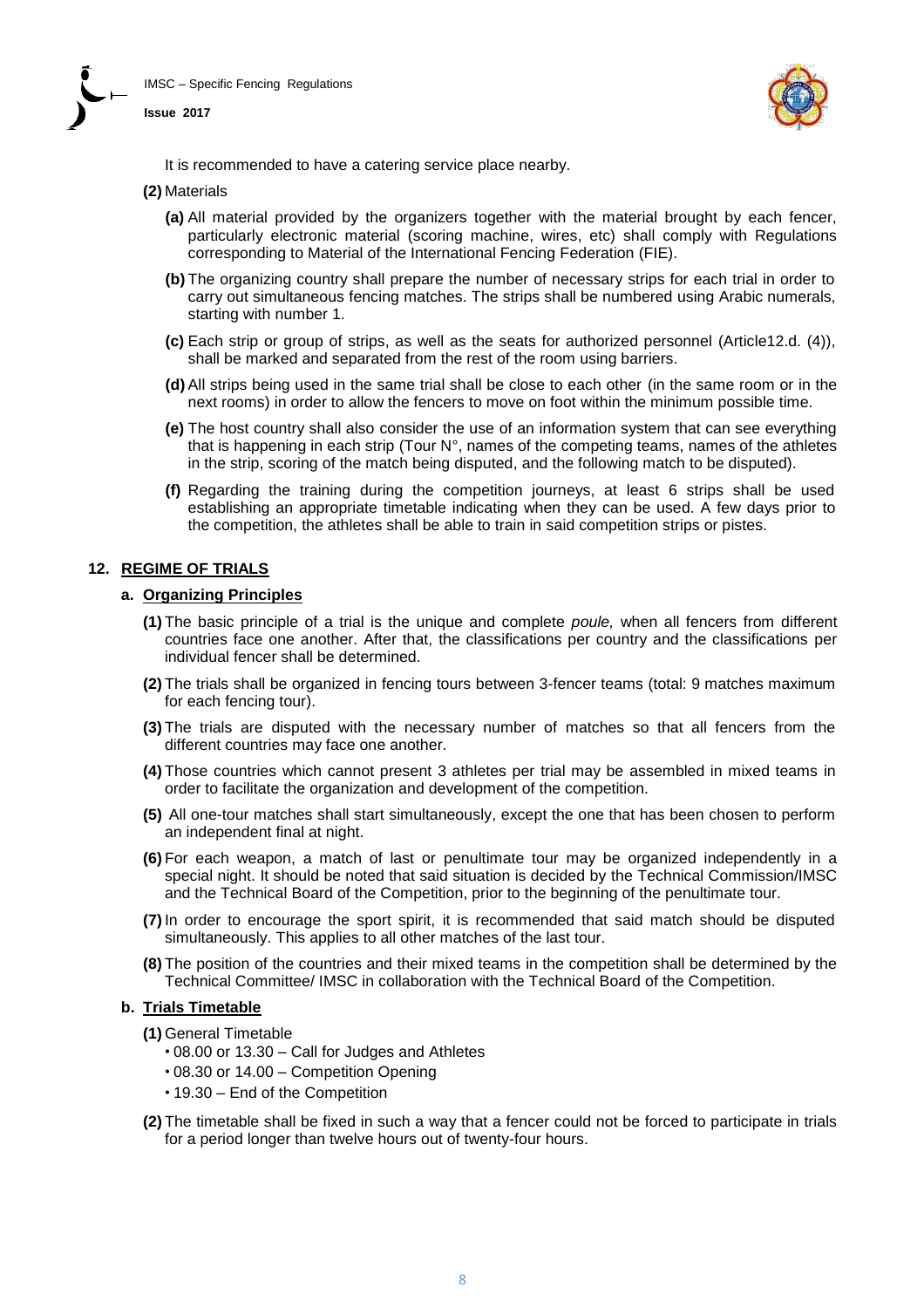It is recommended to have a catering service place nearby.

**(2)** Materials

**(a)** All material provided by the organizers together with the material brought by each fencer, particularly electronic material (scoring machine, wires, etc) shall comply with Regulations corresponding to Material of the International Fencing Federation (FIE).

**(b)** The organizing country shall prepare the number of necessary strips for each trial in order to carry out simultaneous fencing matches. The strips shall be numbered using Arabic numerals, starting with number 1.

**(c)** Each strip or group of strips, as well as the seats for authorized personnel (Article12.d. (4)), shall be marked and separated from the rest of the room using barriers.

**(d)** All strips being used in the same trial shall be close to each other (in the same room or in the next rooms) in order to allow the fencers to move on foot within the minimum possible time.

**(e)** The host country shall also consider the use of an information system that can see everything that is happening in each strip (Tour N°, names of the competing teams, names of the athletes in the strip, scoring of the match being disputed, and the following match to be disputed).

**(f)** Regarding the training during the competition journeys, at least 6 strips shall be used establishing an appropriate timetable indicating when they can be used. A few days prior to the competition, the athletes shall be able to train in said competition strips or pistes.

## 12. REGIME OF TRIALS

### a. Organizing Principles

**(1)** The basic principle of a trial is the unique and complete *poule,* when all fencers from different countries face one another. After that, the classifications per country and the classifications per individual fencer shall be determined.

**(2)** The trials shall be organized in fencing tours between 3-fencer teams (total: 9 matches maximum for each fencing tour).

**(3)** The trials are disputed with the necessary number of matches so that all fencers from the different countries may face one another.

**(4)** Those countries which cannot present 3 athletes per trial may be assembled in mixed teams in order to facilitate the organization and development of the competition.

**(5)** All one-tour matches shall start simultaneously, except the one that has been chosen to perform an independent final at night.

**(6)** For each weapon, a match of last or penultimate tour may be organized independently in a special night. It should be noted that said situation is decided by the Technical Commission/IMSC and the Technical Board of the Competition, prior to the beginning of the penultimate tour.

**(7)** In order to encourage the sport spirit, it is recommended that said match should be disputed simultaneously. This applies to all other matches of the last tour.

**(8)** The position of the countries and their mixed teams in the competition shall be determined by the Technical Committee/ IMSC in collaboration with the Technical Board of the Competition.

### b. Trials Timetable

**(1)** General Timetable

- 08.00 or 13.30 – Call for Judges and Athletes
- 08.30 or 14.00 – Competition Opening
- 19.30 – End of the Competition

**(2)** The timetable shall be fixed in such a way that a fencer could not be forced to participate in trials for a period longer than twelve hours out of twenty-four hours.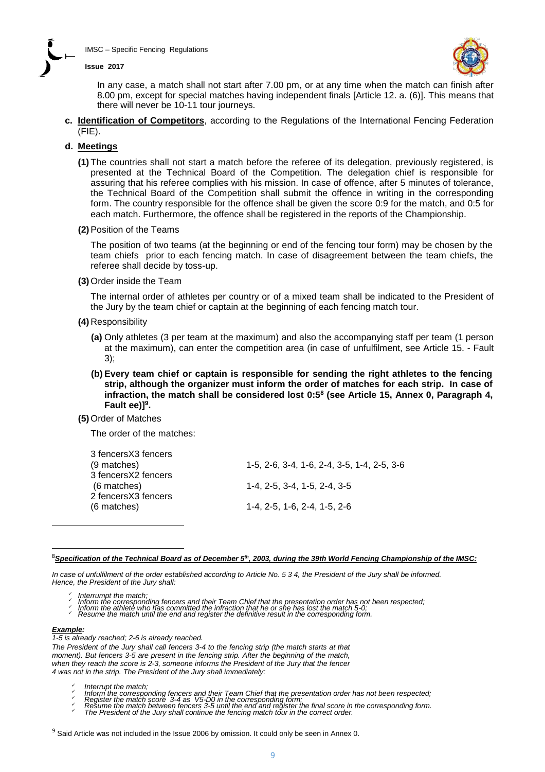In any case, a match shall not start after 7.00 pm, or at any time when the match can finish after 8.00 pm, except for special matches having independent finals [Article 12. a. (6)]. This means that there will never be 10-11 tour journeys.

**c. Identification of Competitors**, according to the Regulations of the International Fencing Federation (FIE).

**d. Meetings**

**(1)** The countries shall not start a match before the referee of its delegation, previously registered, is presented at the Technical Board of the Competition. The delegation chief is responsible for assuring that his referee complies with his mission. In case of offence, after 5 minutes of tolerance, the Technical Board of the Competition shall submit the offence in writing in the corresponding form. The country responsible for the offence shall be given the score 0:9 for the match, and 0:5 for each match. Furthermore, the offence shall be registered in the reports of the Championship.

**(2)** Position of the Teams

The position of two teams (at the beginning or end of the fencing tour form) may be chosen by the team chiefs prior to each fencing match. In case of disagreement between the team chiefs, the referee shall decide by toss-up.

**(3)** Order inside the Team

The internal order of athletes per country or of a mixed team shall be indicated to the President of the Jury by the team chief or captain at the beginning of each fencing match tour.

**(4)** Responsibility

**(a)** Only athletes (3 per team at the maximum) and also the accompanying staff per team (1 person at the maximum), can enter the competition area (in case of unfulfilment, see Article 15. - Fault 3);

**(b) Every team chief or captain is responsible for sending the right athletes to the fencing strip, although the organizer must inform the order of matches for each strip. In case of infraction, the match shall be considered lost 0:5[8] (see Article 15, Annex 0, Paragraph 4, Fault ee)][9].**

**(5)** Order of Matches

The order of the matches:

| | |
|---|---|
| 3 fencersX3 fencers (9 matches) | 1-5, 2-6, 3-4, 1-6, 2-4, 3-5, 1-4, 2-5, 3-6 |
| 3 fencersX2 fencers (6 matches) | 1-4, 2-5, 3-4, 1-5, 2-4, 3-5 |
| 2 fencersX3 fencers (6 matches) | 1-4, 2-5, 1-6, 2-4, 1-5, 2-6 |

---

[8] ***Specification of the Technical Board as of December 5th, 2003, during the 39th World Fencing Championship of the IMSC:***

*In case of unfulfilment of the order established according to Article No. 5 3 4, the President of the Jury shall be informed. Hence, the President of the Jury shall:*

- *Interrupt the match;*
- *Inform the corresponding fencers and their Team Chief that the presentation order has not been respected;*
- *Inform the athlete who has committed the infraction that he or she has lost the match 5-0;*
- *Resume the match until the end and register the definitive result in the corresponding form.*

***Example:***

*1-5 is already reached; 2-6 is already reached.*

*The President of the Jury shall call fencers 3-4 to the fencing strip (the match starts at that moment). But fencers 3-5 are present in the fencing strip. After the beginning of the match, when they reach the score is 2-3, someone informs the President of the Jury that the fencer 4 was not in the strip. The President of the Jury shall immediately:*

- *Interrupt the match;*
- *Inform the corresponding fencers and their Team Chief that the presentation order has not been respected;*
- *Register the match score 3-4 as V5-D0 in the corresponding form;*
- *Resume the match between fencers 3-5 until the end and register the final score in the corresponding form.*
- *The President of the Jury shall continue the fencing match tour in the correct order.*

[9] Said Article was not included in the Issue 2006 by omission. It could only be seen in Annex 0.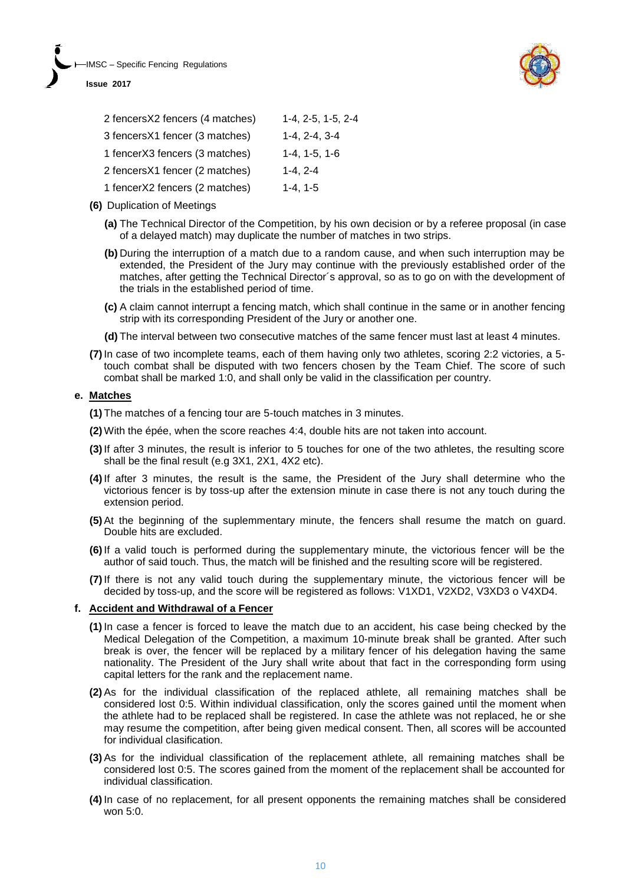| | |
|---|---|
| 2 fencersX2 fencers (4 matches) | 1-4, 2-5, 1-5, 2-4 |
| 3 fencersX1 fencer (3 matches) | 1-4, 2-4, 3-4 |
| 1 fencerX3 fencers (3 matches) | 1-4, 1-5, 1-6 |
| 2 fencersX1 fencer (2 matches) | 1-4, 2-4 |
| 1 fencerX2 fencers (2 matches) | 1-4, 1-5 |

**(6)** Duplication of Meetings

**(a)** The Technical Director of the Competition, by his own decision or by a referee proposal (in case of a delayed match) may duplicate the number of matches in two strips.

**(b)** During the interruption of a match due to a random cause, and when such interruption may be extended, the President of the Jury may continue with the previously established order of the matches, after getting the Technical Director´s approval, so as to go on with the development of the trials in the established period of time.

**(c)** A claim cannot interrupt a fencing match, which shall continue in the same or in another fencing strip with its corresponding President of the Jury or another one.

**(d)** The interval between two consecutive matches of the same fencer must last at least 4 minutes.

**(7)** In case of two incomplete teams, each of them having only two athletes, scoring 2:2 victories, a 5-touch combat shall be disputed with two fencers chosen by the Team Chief. The score of such combat shall be marked 1:0, and shall only be valid in the classification per country.

**e. Matches**

**(1)** The matches of a fencing tour are 5-touch matches in 3 minutes.

**(2)** With the épée, when the score reaches 4:4, double hits are not taken into account.

**(3)** If after 3 minutes, the result is inferior to 5 touches for one of the two athletes, the resulting score shall be the final result (e.g 3X1, 2X1, 4X2 etc).

**(4)** If after 3 minutes, the result is the same, the President of the Jury shall determine who the victorious fencer is by toss-up after the extension minute in case there is not any touch during the extension period.

**(5)** At the beginning of the suplemmentary minute, the fencers shall resume the match on guard. Double hits are excluded.

**(6)** If a valid touch is performed during the supplementary minute, the victorious fencer will be the author of said touch. Thus, the match will be finished and the resulting score will be registered.

**(7)** If there is not any valid touch during the supplementary minute, the victorious fencer will be decided by toss-up, and the score will be registered as follows: V1XD1, V2XD2, V3XD3 o V4XD4.

**f. Accident and Withdrawal of a Fencer**

**(1)** In case a fencer is forced to leave the match due to an accident, his case being checked by the Medical Delegation of the Competition, a maximum 10-minute break shall be granted. After such break is over, the fencer will be replaced by a military fencer of his delegation having the same nationality. The President of the Jury shall write about that fact in the corresponding form using capital letters for the rank and the replacement name.

**(2)** As for the individual classification of the replaced athlete, all remaining matches shall be considered lost 0:5. Within individual classification, only the scores gained until the moment when the athlete had to be replaced shall be registered. In case the athlete was not replaced, he or she may resume the competition, after being given medical consent. Then, all scores will be accounted for individual clasification.

**(3)** As for the individual classification of the replacement athlete, all remaining matches shall be considered lost 0:5. The scores gained from the moment of the replacement shall be accounted for individual classification.

**(4)** In case of no replacement, for all present opponents the remaining matches shall be considered won 5:0.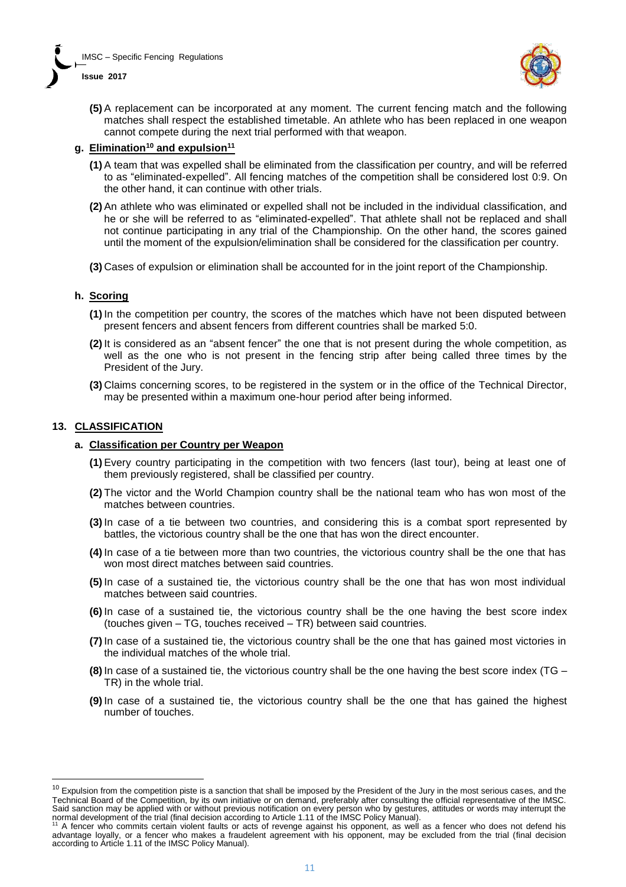**(5)** A replacement can be incorporated at any moment. The current fencing match and the following matches shall respect the established timetable. An athlete who has been replaced in one weapon cannot compete during the next trial performed with that weapon.

#### g. Elimination[10] and expulsion[11]

**(1)** A team that was expelled shall be eliminated from the classification per country, and will be referred to as "eliminated-expelled". All fencing matches of the competition shall be considered lost 0:9. On the other hand, it can continue with other trials.

**(2)** An athlete who was eliminated or expelled shall not be included in the individual classification, and he or she will be referred to as "eliminated-expelled". That athlete shall not be replaced and shall not continue participating in any trial of the Championship. On the other hand, the scores gained until the moment of the expulsion/elimination shall be considered for the classification per country.

**(3)** Cases of expulsion or elimination shall be accounted for in the joint report of the Championship.

#### h. Scoring

**(1)** In the competition per country, the scores of the matches which have not been disputed between present fencers and absent fencers from different countries shall be marked 5:0.

**(2)** It is considered as an "absent fencer" the one that is not present during the whole competition, as well as the one who is not present in the fencing strip after being called three times by the President of the Jury.

**(3)** Claims concerning scores, to be registered in the system or in the office of the Technical Director, may be presented within a maximum one-hour period after being informed.

## 13. CLASSIFICATION

#### a. Classification per Country per Weapon

**(1)** Every country participating in the competition with two fencers (last tour), being at least one of them previously registered, shall be classified per country.

**(2)** The victor and the World Champion country shall be the national team who has won most of the matches between countries.

**(3)** In case of a tie between two countries, and considering this is a combat sport represented by battles, the victorious country shall be the one that has won the direct encounter.

**(4)** In case of a tie between more than two countries, the victorious country shall be the one that has won most direct matches between said countries.

**(5)** In case of a sustained tie, the victorious country shall be the one that has won most individual matches between said countries.

**(6)** In case of a sustained tie, the victorious country shall be the one having the best score index (touches given – TG, touches received – TR) between said countries.

**(7)** In case of a sustained tie, the victorious country shall be the one that has gained most victories in the individual matches of the whole trial.

**(8)** In case of a sustained tie, the victorious country shall be the one having the best score index (TG – TR) in the whole trial.

**(9)** In case of a sustained tie, the victorious country shall be the one that has gained the highest number of touches.

---

[10] Expulsion from the competition piste is a sanction that shall be imposed by the President of the Jury in the most serious cases, and the Technical Board of the Competition, by its own initiative or on demand, preferably after consulting the official representative of the IMSC. Said sanction may be applied with or without previous notification on every person who by gestures, attitudes or words may interrupt the normal development of the trial (final decision according to Article 1.11 of the IMSC Policy Manual).

[11] A fencer who commits certain violent faults or acts of revenge against his opponent, as well as a fencer who does not defend his advantage loyally, or a fencer who makes a fraudelent agreement with his opponent, may be excluded from the trial (final decision according to Article 1.11 of the IMSC Policy Manual).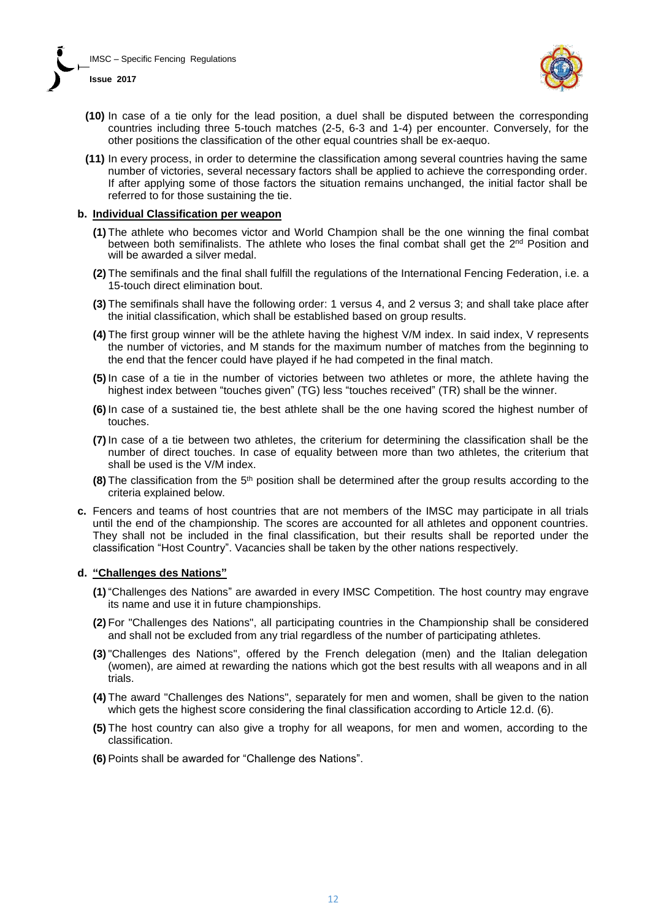**(10)** In case of a tie only for the lead position, a duel shall be disputed between the corresponding countries including three 5-touch matches (2-5, 6-3 and 1-4) per encounter. Conversely, for the other positions the classification of the other equal countries shall be ex-aequo.

**(11)** In every process, in order to determine the classification among several countries having the same number of victories, several necessary factors shall be applied to achieve the corresponding order. If after applying some of those factors the situation remains unchanged, the initial factor shall be referred to for those sustaining the tie.

**b. Individual Classification per weapon**

**(1)** The athlete who becomes victor and World Champion shall be the one winning the final combat between both semifinalists. The athlete who loses the final combat shall get the 2nd Position and will be awarded a silver medal.

**(2)** The semifinals and the final shall fulfill the regulations of the International Fencing Federation, i.e. a 15-touch direct elimination bout.

**(3)** The semifinals shall have the following order: 1 versus 4, and 2 versus 3; and shall take place after the initial classification, which shall be established based on group results.

**(4)** The first group winner will be the athlete having the highest V/M index. In said index, V represents the number of victories, and M stands for the maximum number of matches from the beginning to the end that the fencer could have played if he had competed in the final match.

**(5)** In case of a tie in the number of victories between two athletes or more, the athlete having the highest index between "touches given" (TG) less "touches received" (TR) shall be the winner.

**(6)** In case of a sustained tie, the best athlete shall be the one having scored the highest number of touches.

**(7)** In case of a tie between two athletes, the criterium for determining the classification shall be the number of direct touches. In case of equality between more than two athletes, the criterium that shall be used is the V/M index.

**(8)** The classification from the 5th position shall be determined after the group results according to the criteria explained below.

**c.** Fencers and teams of host countries that are not members of the IMSC may participate in all trials until the end of the championship. The scores are accounted for all athletes and opponent countries. They shall not be included in the final classification, but their results shall be reported under the classification "Host Country". Vacancies shall be taken by the other nations respectively.

**d. "Challenges des Nations"**

**(1)** "Challenges des Nations" are awarded in every IMSC Competition. The host country may engrave its name and use it in future championships.

**(2)** For "Challenges des Nations", all participating countries in the Championship shall be considered and shall not be excluded from any trial regardless of the number of participating athletes.

**(3)** "Challenges des Nations", offered by the French delegation (men) and the Italian delegation (women), are aimed at rewarding the nations which got the best results with all weapons and in all trials.

**(4)** The award "Challenges des Nations", separately for men and women, shall be given to the nation which gets the highest score considering the final classification according to Article 12.d. (6).

**(5)** The host country can also give a trophy for all weapons, for men and women, according to the classification.

**(6)** Points shall be awarded for "Challenge des Nations".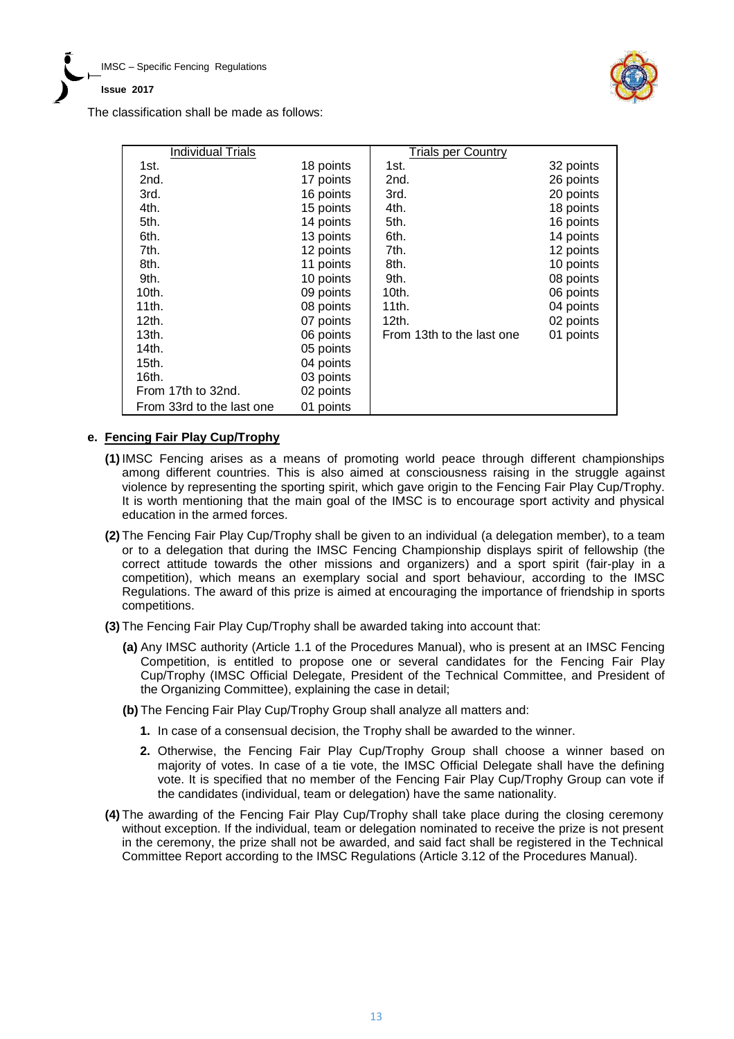The classification shall be made as follows:

| Individual Trials | | Trials per Country | |
|---|---|---|---|
| 1st. | 18 points | 1st. | 32 points |
| 2nd. | 17 points | 2nd. | 26 points |
| 3rd. | 16 points | 3rd. | 20 points |
| 4th. | 15 points | 4th. | 18 points |
| 5th. | 14 points | 5th. | 16 points |
| 6th. | 13 points | 6th. | 14 points |
| 7th. | 12 points | 7th. | 12 points |
| 8th. | 11 points | 8th. | 10 points |
| 9th. | 10 points | 9th. | 08 points |
| 10th. | 09 points | 10th. | 06 points |
| 11th. | 08 points | 11th. | 04 points |
| 12th. | 07 points | 12th. | 02 points |
| 13th. | 06 points | From 13th to the last one | 01 points |
| 14th. | 05 points | | |
| 15th. | 04 points | | |
| 16th. | 03 points | | |
| From 17th to 32nd. | 02 points | | |
| From 33rd to the last one | 01 points | | |

**e. <u>Fencing Fair Play Cup/Trophy</u>**

**(1)** IMSC Fencing arises as a means of promoting world peace through different championships among different countries. This is also aimed at consciousness raising in the struggle against violence by representing the sporting spirit, which gave origin to the Fencing Fair Play Cup/Trophy. It is worth mentioning that the main goal of the IMSC is to encourage sport activity and physical education in the armed forces.

**(2)** The Fencing Fair Play Cup/Trophy shall be given to an individual (a delegation member), to a team or to a delegation that during the IMSC Fencing Championship displays spirit of fellowship (the correct attitude towards the other missions and organizers) and a sport spirit (fair-play in a competition), which means an exemplary social and sport behaviour, according to the IMSC Regulations. The award of this prize is aimed at encouraging the importance of friendship in sports competitions.

**(3)** The Fencing Fair Play Cup/Trophy shall be awarded taking into account that:

**(a)** Any IMSC authority (Article 1.1 of the Procedures Manual), who is present at an IMSC Fencing Competition, is entitled to propose one or several candidates for the Fencing Fair Play Cup/Trophy (IMSC Official Delegate, President of the Technical Committee, and President of the Organizing Committee), explaining the case in detail;

**(b)** The Fencing Fair Play Cup/Trophy Group shall analyze all matters and:

**1.** In case of a consensual decision, the Trophy shall be awarded to the winner.

**2.** Otherwise, the Fencing Fair Play Cup/Trophy Group shall choose a winner based on majority of votes. In case of a tie vote, the IMSC Official Delegate shall have the defining vote. It is specified that no member of the Fencing Fair Play Cup/Trophy Group can vote if the candidates (individual, team or delegation) have the same nationality.

**(4)** The awarding of the Fencing Fair Play Cup/Trophy shall take place during the closing ceremony without exception. If the individual, team or delegation nominated to receive the prize is not present in the ceremony, the prize shall not be awarded, and said fact shall be registered in the Technical Committee Report according to the IMSC Regulations (Article 3.12 of the Procedures Manual).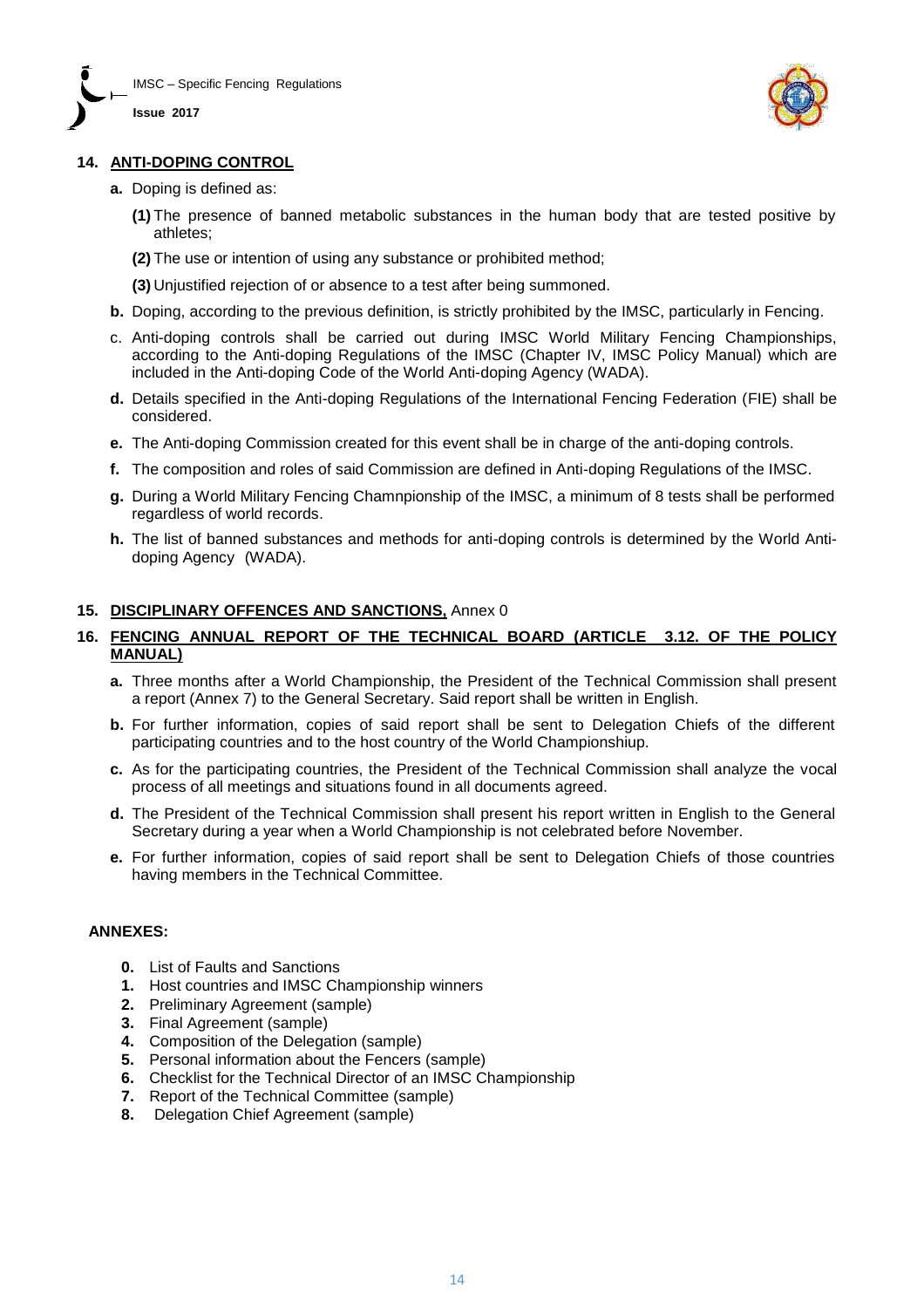## 14. ANTI-DOPING CONTROL

**a.** Doping is defined as:

**(1)** The presence of banned metabolic substances in the human body that are tested positive by athletes;

**(2)** The use or intention of using any substance or prohibited method;

**(3)** Unjustified rejection of or absence to a test after being summoned.

**b.** Doping, according to the previous definition, is strictly prohibited by the IMSC, particularly in Fencing.

c. Anti-doping controls shall be carried out during IMSC World Military Fencing Championships, according to the Anti-doping Regulations of the IMSC (Chapter IV, IMSC Policy Manual) which are included in the Anti-doping Code of the World Anti-doping Agency (WADA).

**d.** Details specified in the Anti-doping Regulations of the International Fencing Federation (FIE) shall be considered.

**e.** The Anti-doping Commission created for this event shall be in charge of the anti-doping controls.

**f.** The composition and roles of said Commission are defined in Anti-doping Regulations of the IMSC.

**g.** During a World Military Fencing Chamnpionship of the IMSC, a minimum of 8 tests shall be performed regardless of world records.

**h.** The list of banned substances and methods for anti-doping controls is determined by the World Anti-doping Agency (WADA).

## 15. DISCIPLINARY OFFENCES AND SANCTIONS, Annex 0

## 16. FENCING ANNUAL REPORT OF THE TECHNICAL BOARD (ARTICLE 3.12. OF THE POLICY MANUAL)

**a.** Three months after a World Championship, the President of the Technical Commission shall present a report (Annex 7) to the General Secretary. Said report shall be written in English.

**b.** For further information, copies of said report shall be sent to Delegation Chiefs of the different participating countries and to the host country of the World Championshiup.

**c.** As for the participating countries, the President of the Technical Commission shall analyze the vocal process of all meetings and situations found in all documents agreed.

**d.** The President of the Technical Commission shall present his report written in English to the General Secretary during a year when a World Championship is not celebrated before November.

**e.** For further information, copies of said report shall be sent to Delegation Chiefs of those countries having members in the Technical Committee.

**ANNEXES:**

0. List of Faults and Sanctions
1. Host countries and IMSC Championship winners
2. Preliminary Agreement (sample)
3. Final Agreement (sample)
4. Composition of the Delegation (sample)
5. Personal information about the Fencers (sample)
6. Checklist for the Technical Director of an IMSC Championship
7. Report of the Technical Committee (sample)
8. Delegation Chief Agreement (sample)